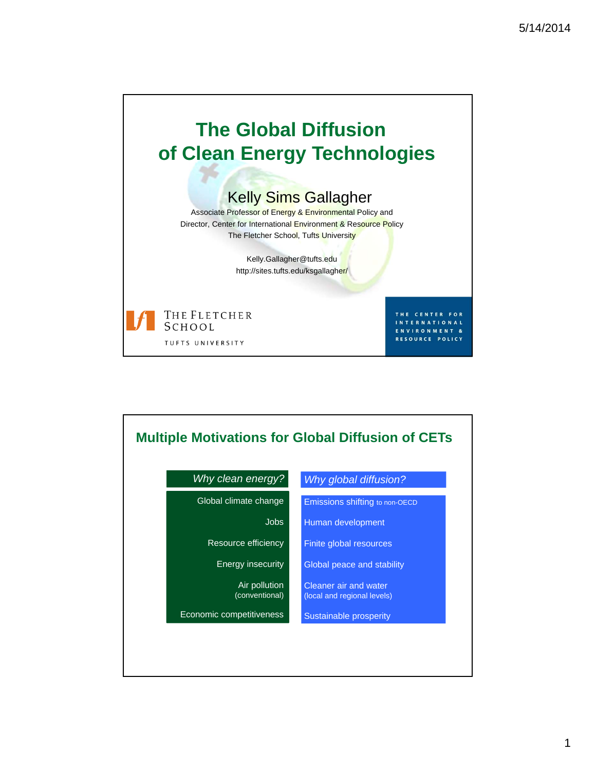# The Global Diffusion of Clean Energy Technologies

## Kelly Sims Gallagher

Associate Professor of Energy & Environmental Policy and
Director, Center for International Environment & Resource Policy
The Fletcher School, Tufts University

Kelly.Gallagher@tufts.edu
http://sites.tufts.edu/ksgallagher/

THE FLETCHER SCHOOL
TUFTS UNIVERSITY

THE CENTER FOR INTERNATIONAL ENVIRONMENT & RESOURCE POLICY

## Multiple Motivations for Global Diffusion of CETs

| *Why clean energy?* | *Why global diffusion?* |
|---|---|
| Global climate change | Emissions shifting to non-OECD |
| Jobs | Human development |
| Resource efficiency | Finite global resources |
| Energy insecurity | Global peace and stability |
| Air pollution (conventional) | Cleaner air and water (local and regional levels) |
| Economic competitiveness | Sustainable prosperity |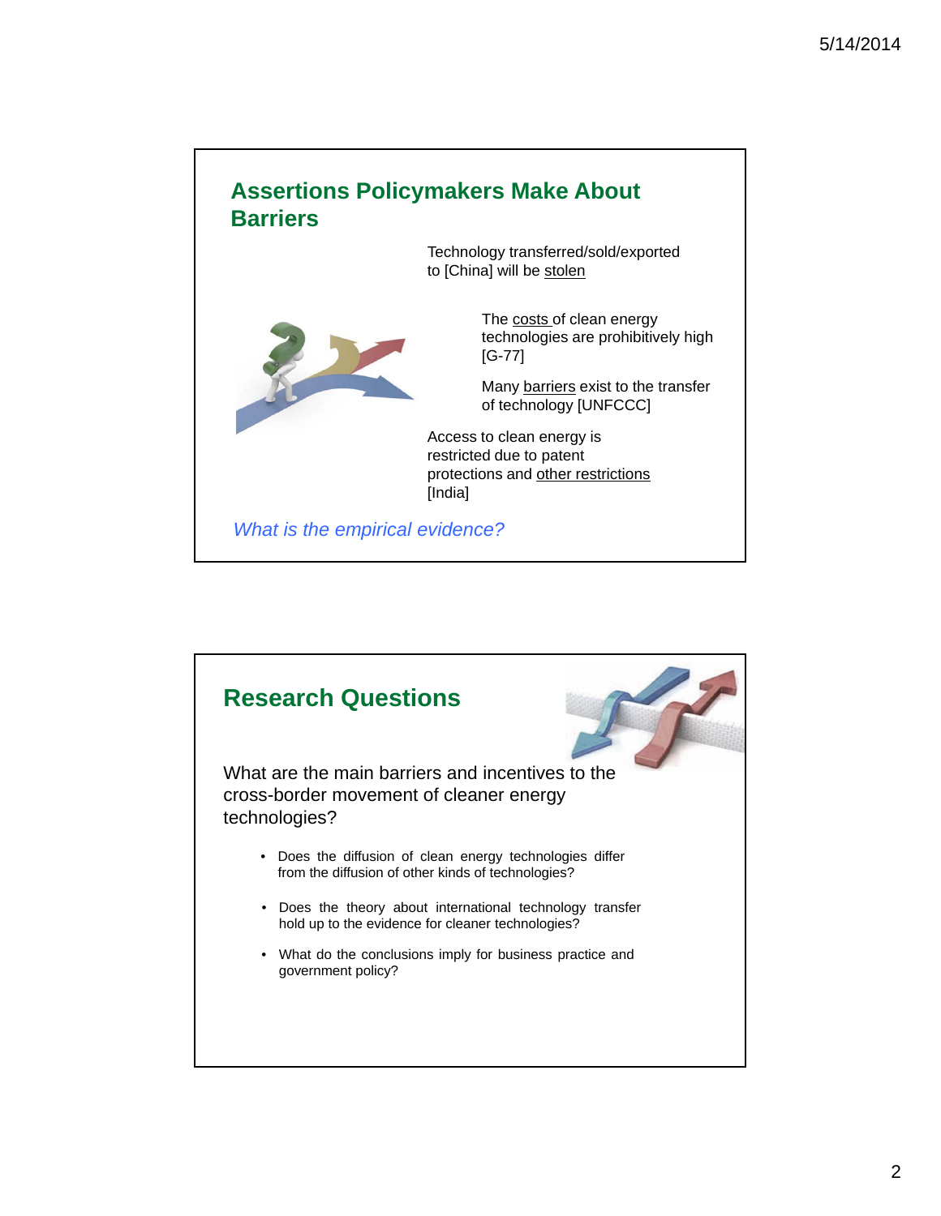## Assertions Policymakers Make About Barriers

Technology transferred/sold/exported to [China] will be stolen

The costs of clean energy technologies are prohibitively high [G-77]

Many barriers exist to the transfer of technology [UNFCCC]

Access to clean energy is restricted due to patent protections and other restrictions [India]

*What is the empirical evidence?*

## Research Questions

What are the main barriers and incentives to the cross-border movement of cleaner energy technologies?

- Does the diffusion of clean energy technologies differ from the diffusion of other kinds of technologies?
- Does the theory about international technology transfer hold up to the evidence for cleaner technologies?
- What do the conclusions imply for business practice and government policy?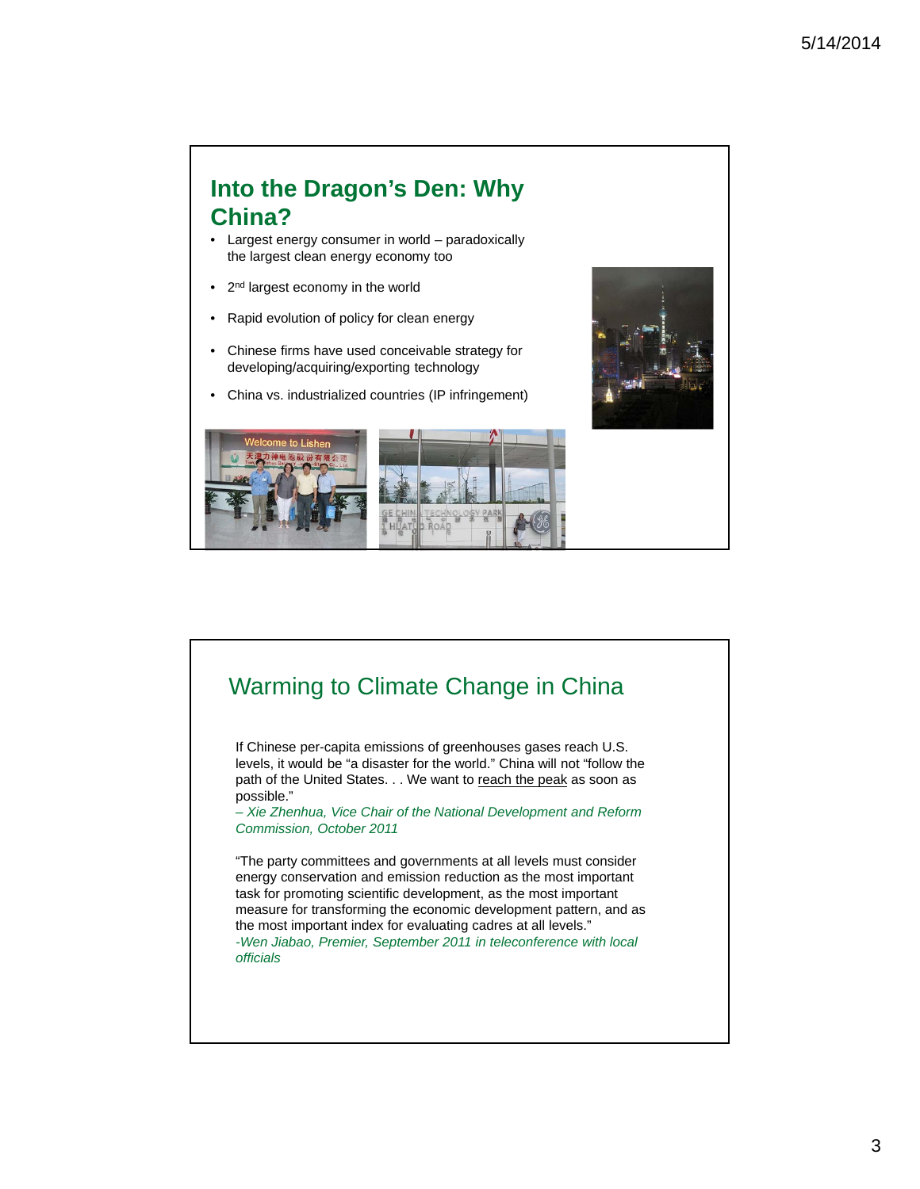## Into the Dragon's Den: Why China?

- Largest energy consumer in world – paradoxically the largest clean energy economy too
- 2nd largest economy in the world
- Rapid evolution of policy for clean energy
- Chinese firms have used conceivable strategy for developing/acquiring/exporting technology
- China vs. industrialized countries (IP infringement)

## Warming to Climate Change in China

If Chinese per-capita emissions of greenhouses gases reach U.S. levels, it would be "a disaster for the world." China will not "follow the path of the United States. . . We want to reach the peak as soon as possible."
*– Xie Zhenhua, Vice Chair of the National Development and Reform Commission, October 2011*

"The party committees and governments at all levels must consider energy conservation and emission reduction as the most important task for promoting scientific development, as the most important measure for transforming the economic development pattern, and as the most important index for evaluating cadres at all levels."
*-Wen Jiabao, Premier, September 2011 in teleconference with local officials*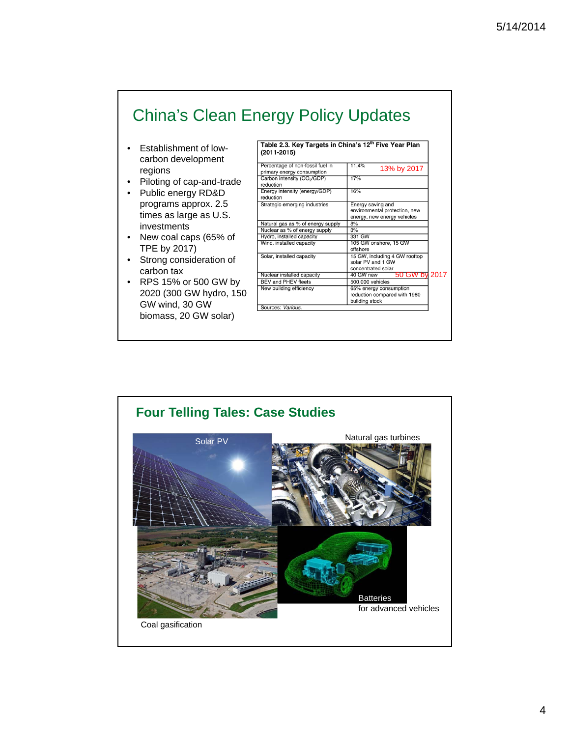## China's Clean Energy Policy Updates

- Establishment of low-carbon development regions
- Piloting of cap-and-trade
- Public energy RD&D programs approx. 2.5 times as large as U.S. investments
- New coal caps (65% of TPE by 2017)
- Strong consideration of carbon tax
- RPS 15% or 500 GW by 2020 (300 GW hydro, 150 GW wind, 30 GW biomass, 20 GW solar)

**Table 2.3. Key Targets in China's 12th Five Year Plan (2011-2015)**

| | |
|---|---|
| Percentage of non-fossil fuel in primary energy consumption | 11.4% — 13% by 2017 |
| Carbon intensity ($CO_2$/GDP) reduction | 17% |
| Energy intensity (energy/GDP) reduction | 16% |
| Strategic emerging industries | Energy saving and environmental protection, new energy, new energy vehicles |
| Natural gas as % of energy supply | 8% |
| Nuclear as % of energy supply | 3% |
| Hydro, installed capacity | 331 GW |
| Wind, installed capacity | 105 GW onshore, 15 GW offshore |
| Solar, installed capacity | 15 GW, including 4 GW rooftop solar PV and 1 GW concentrated solar |
| Nuclear installed capacity | 40 GW new — 50 GW by 2017 |
| BEV and PHEV fleets | 500,000 vehicles |
| New building efficiency | 65% energy consumption reduction compared with 1980 building stock |

Sources: *Various.*

## Four Telling Tales: Case Studies

Solar PV

Natural gas turbines

Coal gasification

Batteries for advanced vehicles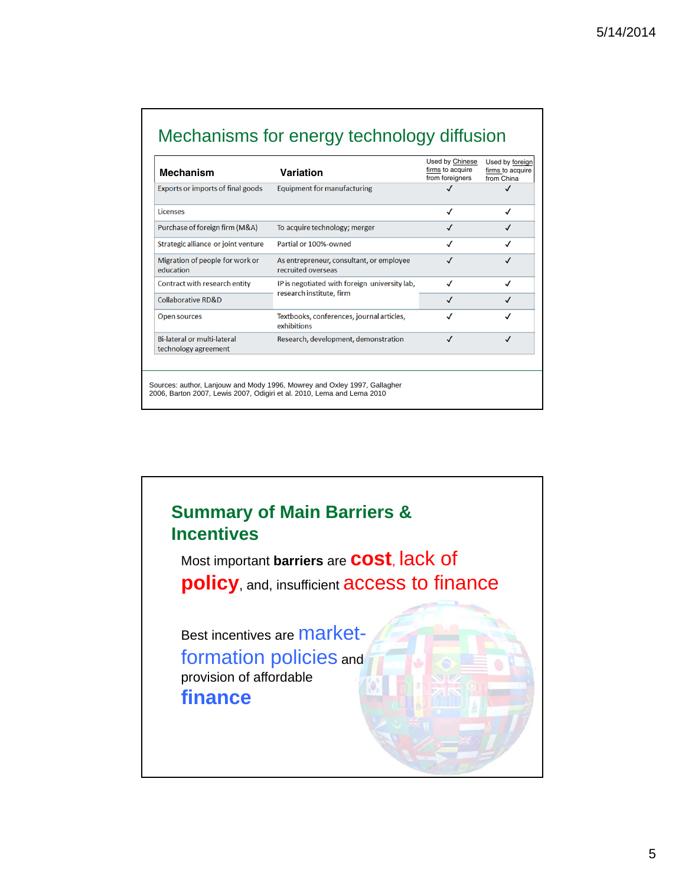## Mechanisms for energy technology diffusion

| Mechanism | Variation | Used by Chinese firms to acquire from foreigners | Used by foreign firms to acquire from China |
|---|---|---|---|
| Exports or imports of final goods | Equipment for manufacturing | ✓ | ✓ |
| Licenses | | ✓ | ✓ |
| Purchase of foreign firm (M&A) | To acquire technology; merger | ✓ | ✓ |
| Strategic alliance or joint venture | Partial or 100%-owned | ✓ | ✓ |
| Migration of people for work or education | As entrepreneur, consultant, or employee recruited overseas | ✓ | ✓ |
| Contract with research entity | IP is negotiated with foreign university lab, research institute, firm | ✓ | ✓ |
| Collaborative RD&D | | ✓ | ✓ |
| Open sources | Textbooks, conferences, journal articles, exhibitions | ✓ | ✓ |
| Bi-lateral or multi-lateral technology agreement | Research, development, demonstration | ✓ | ✓ |

Sources: author, Lanjouw and Mody 1996, Mowrey and Oxley 1997, Gallagher 2006, Barton 2007, Lewis 2007, Odigiri et al. 2010, Lema and Lema 2010

## Summary of Main Barriers & Incentives

Most important **barriers** are **cost**, lack of **policy**, and, insufficient access to finance

Best incentives are market-formation policies and provision of affordable **finance**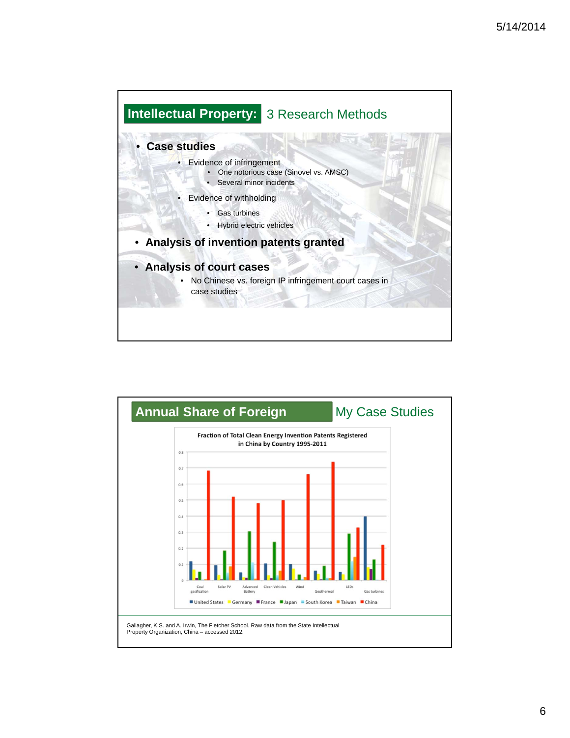## Intellectual Property: 3 Research Methods

- **Case studies**
  - Evidence of infringement
    - One notorious case (Sinovel vs. AMSC)
    - Several minor incidents
  - Evidence of withholding
    - Gas turbines
    - Hybrid electric vehicles
- **Analysis of invention patents granted**
- **Analysis of court cases**
  - No Chinese vs. foreign IP infringement court cases in case studies

## Annual Share of Foreign My Case Studies

Fraction of Total Clean Energy Invention Patents Registered in China by Country 1995-2011

Categories: Coal gasification, Solar PV, Advanced Battery, Clean Vehicles, Wind, Geothermal, LEDs, Gas turbines

Legend: United States, Germany, France, Japan, South Korea, Taiwan, China

Gallagher, K.S. and A. Irwin, The Fletcher School. Raw data from the State Intellectual Property Organization, China – accessed 2012.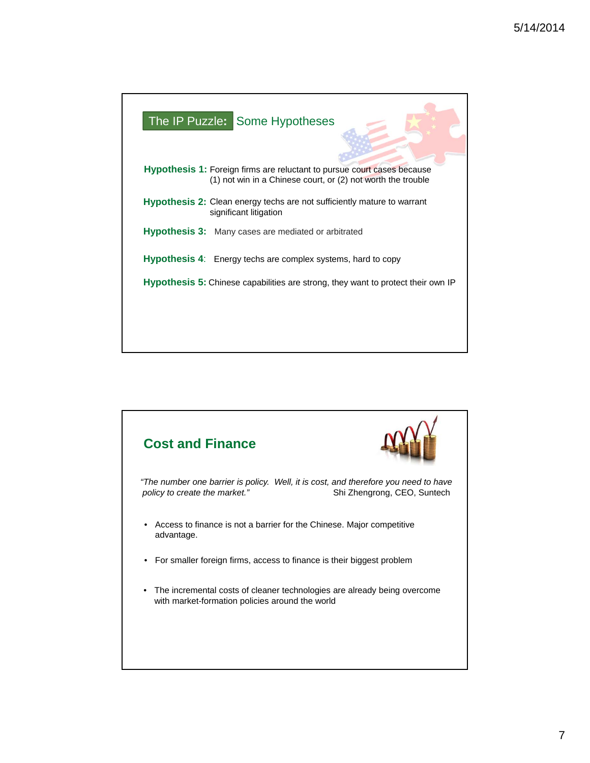## The IP Puzzle: Some Hypotheses

**Hypothesis 1:** Foreign firms are reluctant to pursue court cases because (1) not win in a Chinese court, or (2) not worth the trouble

**Hypothesis 2:** Clean energy techs are not sufficiently mature to warrant significant litigation

**Hypothesis 3:** Many cases are mediated or arbitrated

**Hypothesis 4:** Energy techs are complex systems, hard to copy

**Hypothesis 5:** Chinese capabilities are strong, they want to protect their own IP

## Cost and Finance

*"The number one barrier is policy. Well, it is cost, and therefore you need to have policy to create the market."* Shi Zhengrong, CEO, Suntech

- Access to finance is not a barrier for the Chinese. Major competitive advantage.
- For smaller foreign firms, access to finance is their biggest problem
- The incremental costs of cleaner technologies are already being overcome with market-formation policies around the world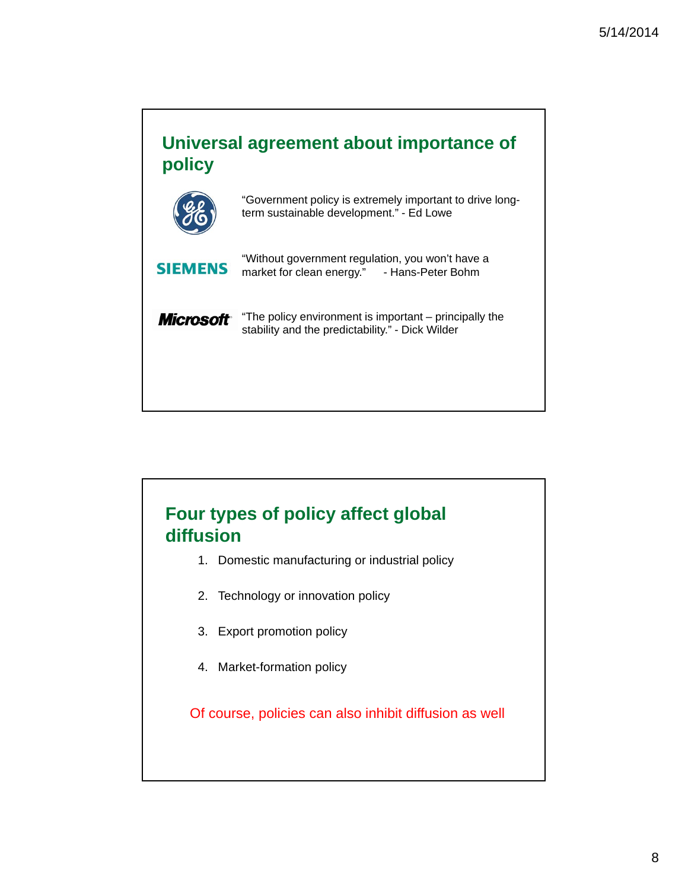## Universal agreement about importance of policy

GE: "Government policy is extremely important to drive long-term sustainable development." - Ed Lowe

SIEMENS: "Without government regulation, you won't have a market for clean energy." - Hans-Peter Bohm

Microsoft: "The policy environment is important – principally the stability and the predictability." - Dick Wilder

## Four types of policy affect global diffusion

1. Domestic manufacturing or industrial policy
2. Technology or innovation policy
3. Export promotion policy
4. Market-formation policy

Of course, policies can also inhibit diffusion as well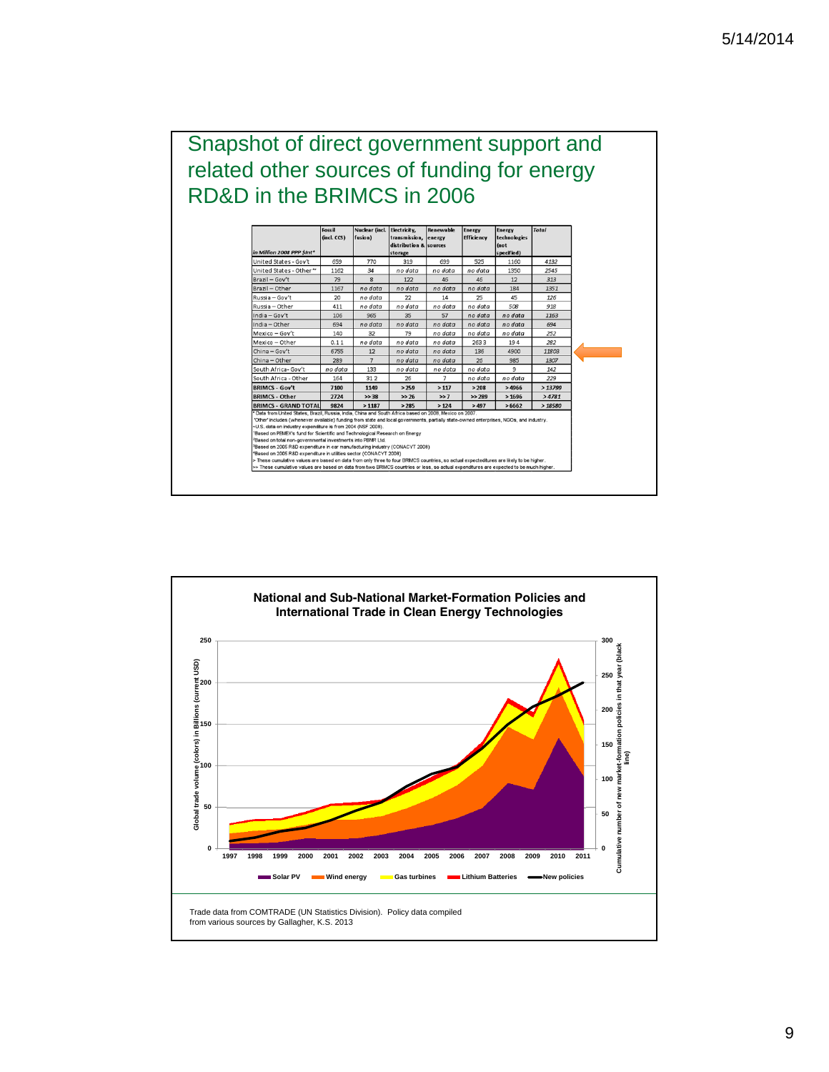# Snapshot of direct government support and related other sources of funding for energy RD&D in the BRIMCS in 2006

| in Million 2008 PPP $Int* | Fossil (incl. CCS) | Nuclear (incl. fusion) | Electricity, transmission, distribution & storage | Renewable energy sources | Energy Efficiency | Energy technologies (not specified) | Total |
|---|---|---|---|---|---|---|---|
| United States - Gov't | 659 | 770 | 319 | 699 | 525 | 1160 | 4132 |
| United States - Other~ | 1162 | 34 | no data | no data | no data | 1350 | 2545 |
| Brazil – Gov't | 79 | 8 | 122 | 46 | 46 | 12 | 313 |
| Brazil – Other | 1167 | no data | no data | no data | no data | 184 | 1351 |
| Russia – Gov't | 20 | no data | 22 | 14 | 25 | 45 | 126 |
| Russia – Other | 411 | no data | no data | no data | no data | 508 | 918 |
| India – Gov't | 106 | 965 | 35 | 57 | no data | no data | 1163 |
| India – Other | 694 | no data | no data | no data | no data | no data | 694 |
| Mexico – Gov't | 140 | 32 | 79 | no data | no data | no data | 252 |
| Mexico – Other | 0.1 1 | no data | no data | no data | 263 3 | 19 4 | 282 |
| China – Gov't | 6755 | 12 | no data | no data | 136 | 4900 | 11803 |
| China – Other | 289 | 7 | no data | no data | 26 | 985 | 1307 |
| South Africa- Gov't | no data | 133 | no data | no data | no data | 9 | 142 |
| South Africa - Other | 164 | 31 2 | 26 | 7 | no data | no data | 229 |
| **BRIMCS - Gov't** | **7100** | **1140** | **> 259** | **> 117** | **> 208** | **> 4966** | **> 13799** |
| **BRIMCS - Other** | **2724** | **>> 38** | **>> 26** | **>> 7** | **>> 289** | **> 1696** | **> 4781** |
| **BRIMCS - GRAND TOTAL** | **9824** | **> 1187** | **> 285** | **> 124** | **> 497** | **> 6662** | **> 18580** |

\* Data from United States, Brazil, Russia, India, China and South Africa based on 2008, Mexico on 2007.
'Other' includes (whenever available) funding from state and local governments, partially state-owned enterprises, NGOs, and industry.
~U.S. data on industry expenditure is from 2004 (NSF 2008).
[1]Based on PEMEX's fund for Scientific and Technological Research on Energy
[2]Based on total non-governmental investments into PBMR Ltd.
[3]Based on 2005 R&D expenditure in car manufacturing industry (CONACYT 2008)
[4]Based on 2005 R&D expenditure in utilities sector (CONACYT 2008)
> These cumulative values are based on data from only three to four BRIMCS countries, so actual expenditures are likely to be higher.
>> These cumulative values are based on data from two BRIMCS countries or less, so actual expenditures are expected to be much higher.

## National and Sub-National Market-Formation Policies and International Trade in Clean Energy Technologies

Trade data from COMTRADE (UN Statistics Division). Policy data compiled from various sources by Gallagher, K.S. 2013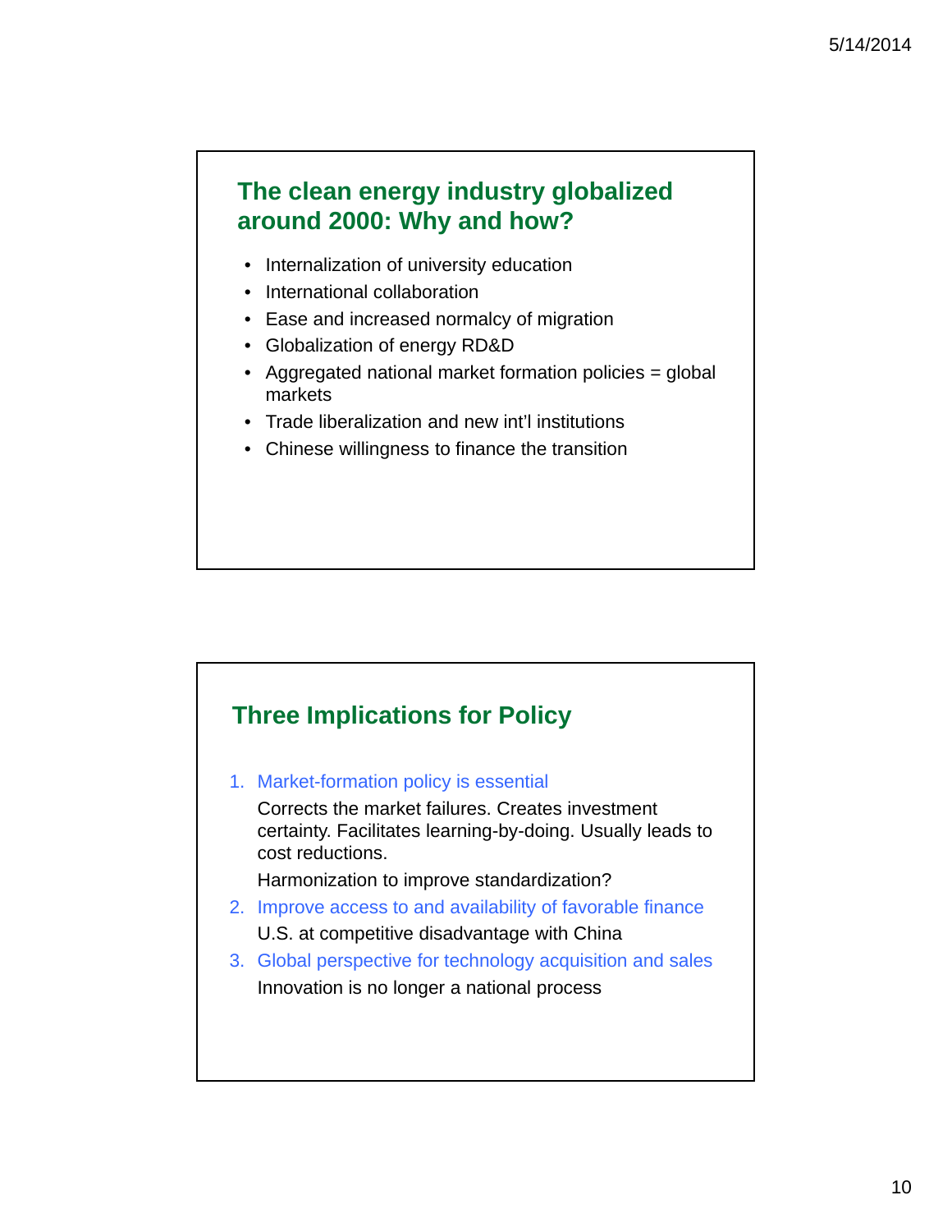## The clean energy industry globalized around 2000: Why and how?

- Internalization of university education
- International collaboration
- Ease and increased normalcy of migration
- Globalization of energy RD&D
- Aggregated national market formation policies = global markets
- Trade liberalization and new int'l institutions
- Chinese willingness to finance the transition

## Three Implications for Policy

1. Market-formation policy is essential

   Corrects the market failures. Creates investment certainty. Facilitates learning-by-doing. Usually leads to cost reductions.

   Harmonization to improve standardization?

2. Improve access to and availability of favorable finance

   U.S. at competitive disadvantage with China

3. Global perspective for technology acquisition and sales

   Innovation is no longer a national process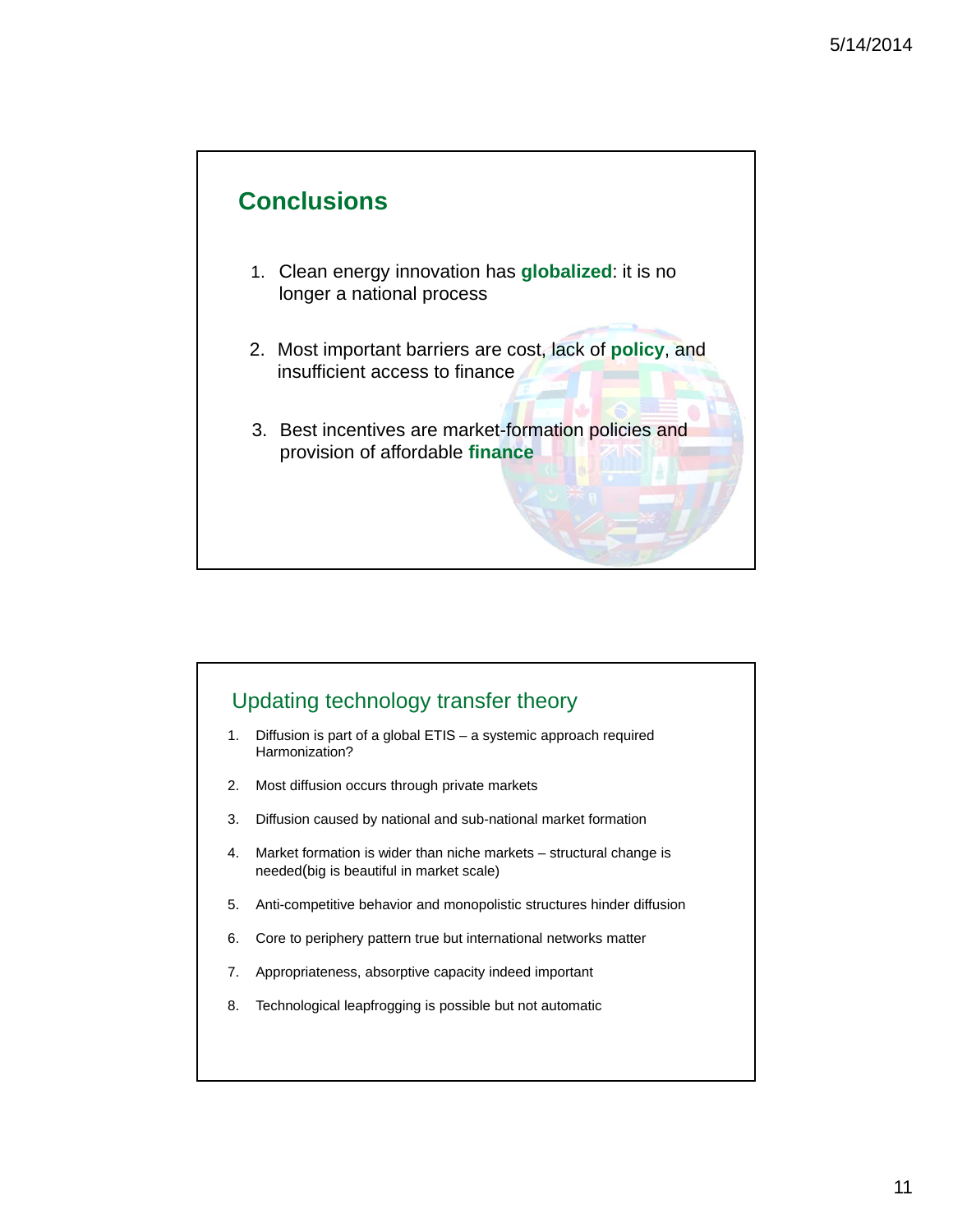## Conclusions

1. Clean energy innovation has **globalized**: it is no longer a national process
2. Most important barriers are cost, lack of **policy**, and insufficient access to finance
3. Best incentives are market-formation policies and provision of affordable **finance**

## Updating technology transfer theory

1. Diffusion is part of a global ETIS – a systemic approach required Harmonization?
2. Most diffusion occurs through private markets
3. Diffusion caused by national and sub-national market formation
4. Market formation is wider than niche markets – structural change is needed(big is beautiful in market scale)
5. Anti-competitive behavior and monopolistic structures hinder diffusion
6. Core to periphery pattern true but international networks matter
7. Appropriateness, absorptive capacity indeed important
8. Technological leapfrogging is possible but not automatic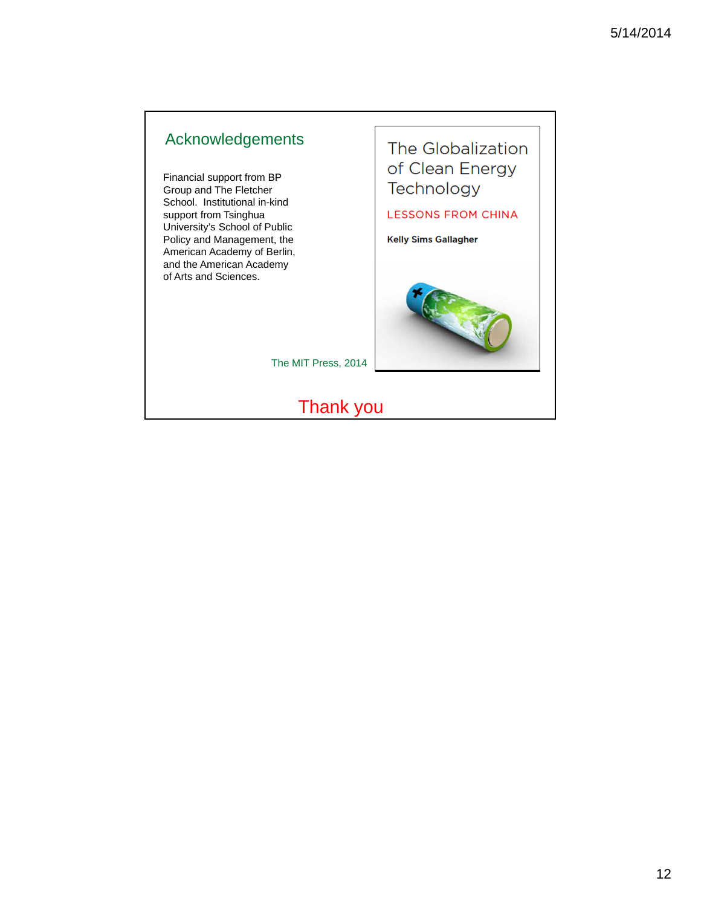## Acknowledgements

Financial support from BP Group and The Fletcher School. Institutional in-kind support from Tsinghua University's School of Public Policy and Management, the American Academy of Berlin, and the American Academy of Arts and Sciences.

The Globalization of Clean Energy Technology

LESSONS FROM CHINA

Kelly Sims Gallagher

The MIT Press, 2014

Thank you